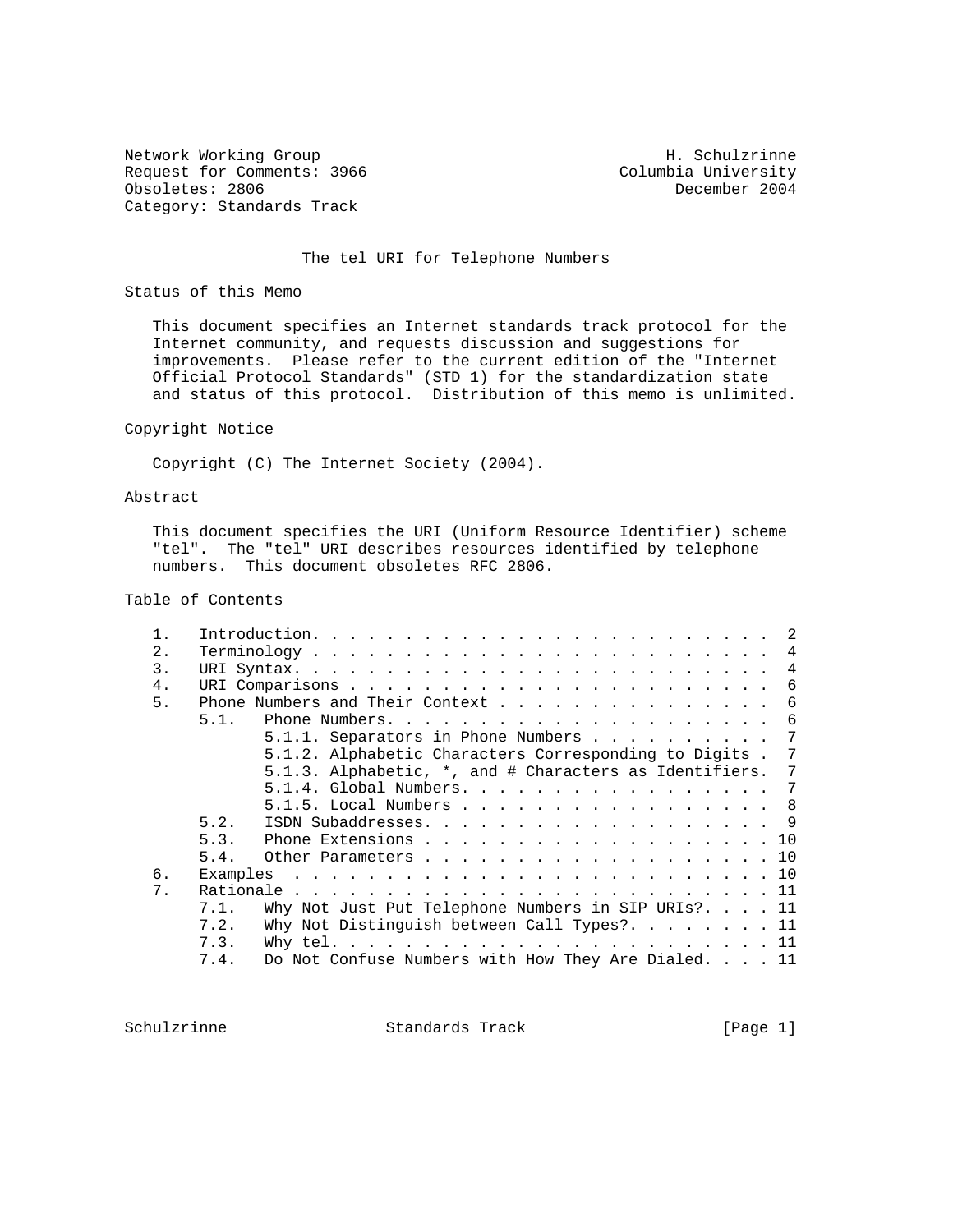Network Working Group H. Schulzrinne
Request for Comments: 3966 Columbia University
Obsoletes: 2806 December 2004
Category: Standards Track

# The tel URI for Telephone Numbers

## Status of this Memo

This document specifies an Internet standards track protocol for the Internet community, and requests discussion and suggestions for improvements. Please refer to the current edition of the "Internet Official Protocol Standards" (STD 1) for the standardization state and status of this protocol. Distribution of this memo is unlimited.

## Copyright Notice

Copyright (C) The Internet Society (2004).

## Abstract

This document specifies the URI (Uniform Resource Identifier) scheme "tel". The "tel" URI describes resources identified by telephone numbers. This document obsoletes RFC 2806.

## Table of Contents

```
1.   Introduction. . . . . . . . . . . . . . . . . . . . . . . . .  2
2.   Terminology . . . . . . . . . . . . . . . . . . . . . . . . .  4
3.   URI Syntax. . . . . . . . . . . . . . . . . . . . . . . . . .  4
4.   URI Comparisons . . . . . . . . . . . . . . . . . . . . . . .  6
5.   Phone Numbers and Their Context . . . . . . . . . . . . . . .  6
     5.1.   Phone Numbers. . . . . . . . . . . . . . . . . . . . .  6
            5.1.1. Separators in Phone Numbers . . . . . . . . . .  7
            5.1.2. Alphabetic Characters Corresponding to Digits .  7
            5.1.3. Alphabetic, *, and # Characters as Identifiers.  7
            5.1.4. Global Numbers. . . . . . . . . . . . . . . . .  7
            5.1.5. Local Numbers . . . . . . . . . . . . . . . . .  8
     5.2.   ISDN Subaddresses. . . . . . . . . . . . . . . . . . .  9
     5.3.   Phone Extensions . . . . . . . . . . . . . . . . . . . 10
     5.4.   Other Parameters . . . . . . . . . . . . . . . . . . . 10
6.   Examples  . . . . . . . . . . . . . . . . . . . . . . . . . . 10
7.   Rationale . . . . . . . . . . . . . . . . . . . . . . . . . . 11
     7.1.   Why Not Just Put Telephone Numbers in SIP URIs?. . . . 11
     7.2.   Why Not Distinguish between Call Types?. . . . . . . . 11
     7.3.   Why tel. . . . . . . . . . . . . . . . . . . . . . . . 11
     7.4.   Do Not Confuse Numbers with How They Are Dialed. . . . 11
```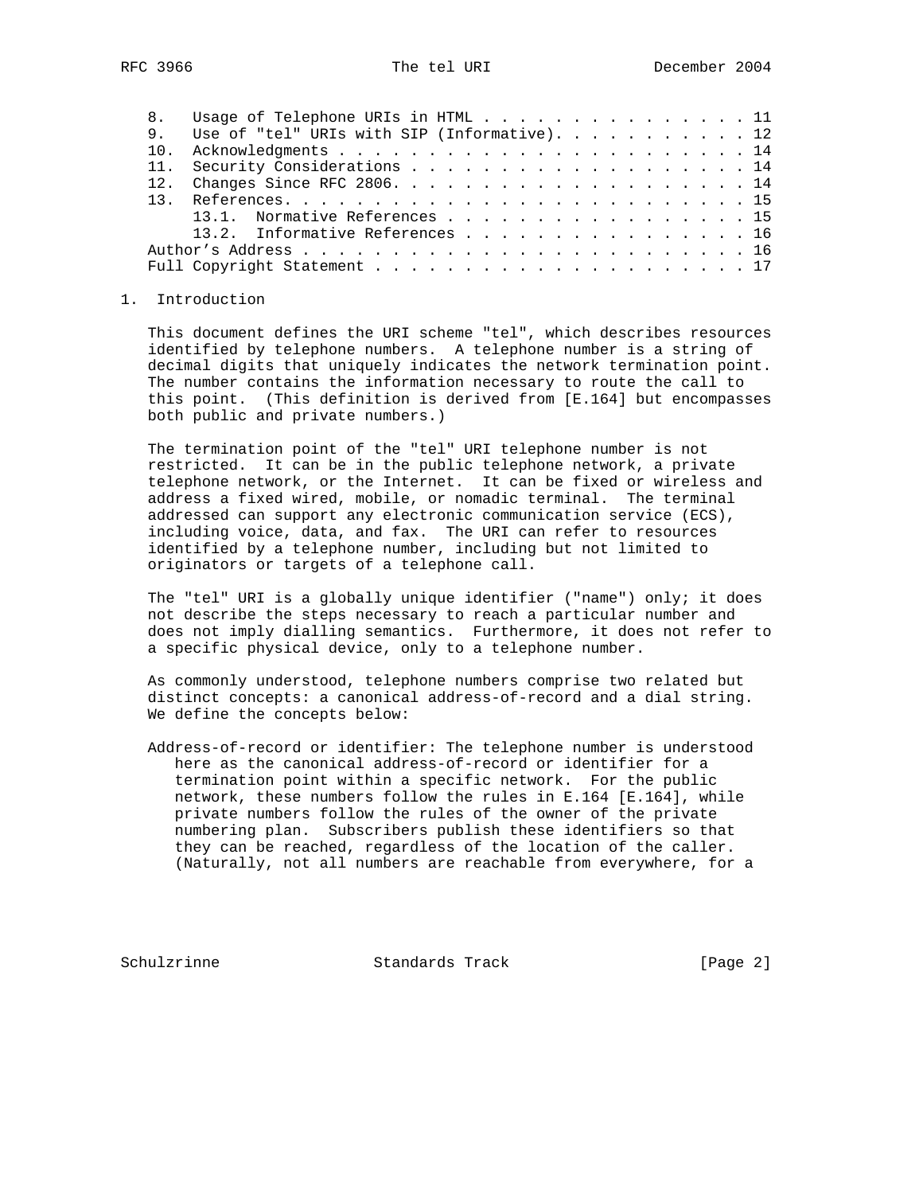8. Usage of Telephone URIs in HTML . . . . . . . . . . . . . . . . 11
9. Use of "tel" URIs with SIP (Informative). . . . . . . . . . . . 12
10. Acknowledgments . . . . . . . . . . . . . . . . . . . . . . . . 14
11. Security Considerations . . . . . . . . . . . . . . . . . . . . 14
12. Changes Since RFC 2806. . . . . . . . . . . . . . . . . . . . . 14
13. References. . . . . . . . . . . . . . . . . . . . . . . . . . . 15
    13.1. Normative References . . . . . . . . . . . . . . . . . . 15
    13.2. Informative References . . . . . . . . . . . . . . . . . 16
Author's Address . . . . . . . . . . . . . . . . . . . . . . . . . 16
Full Copyright Statement . . . . . . . . . . . . . . . . . . . . . 17

## 1. Introduction

This document defines the URI scheme "tel", which describes resources identified by telephone numbers. A telephone number is a string of decimal digits that uniquely indicates the network termination point. The number contains the information necessary to route the call to this point. (This definition is derived from [E.164] but encompasses both public and private numbers.)

The termination point of the "tel" URI telephone number is not restricted. It can be in the public telephone network, a private telephone network, or the Internet. It can be fixed or wireless and address a fixed wired, mobile, or nomadic terminal. The terminal addressed can support any electronic communication service (ECS), including voice, data, and fax. The URI can refer to resources identified by a telephone number, including but not limited to originators or targets of a telephone call.

The "tel" URI is a globally unique identifier ("name") only; it does not describe the steps necessary to reach a particular number and does not imply dialling semantics. Furthermore, it does not refer to a specific physical device, only to a telephone number.

As commonly understood, telephone numbers comprise two related but distinct concepts: a canonical address-of-record and a dial string. We define the concepts below:

Address-of-record or identifier: The telephone number is understood here as the canonical address-of-record or identifier for a termination point within a specific network. For the public network, these numbers follow the rules in E.164 [E.164], while private numbers follow the rules of the owner of the private numbering plan. Subscribers publish these identifiers so that they can be reached, regardless of the location of the caller. (Naturally, not all numbers are reachable from everywhere, for a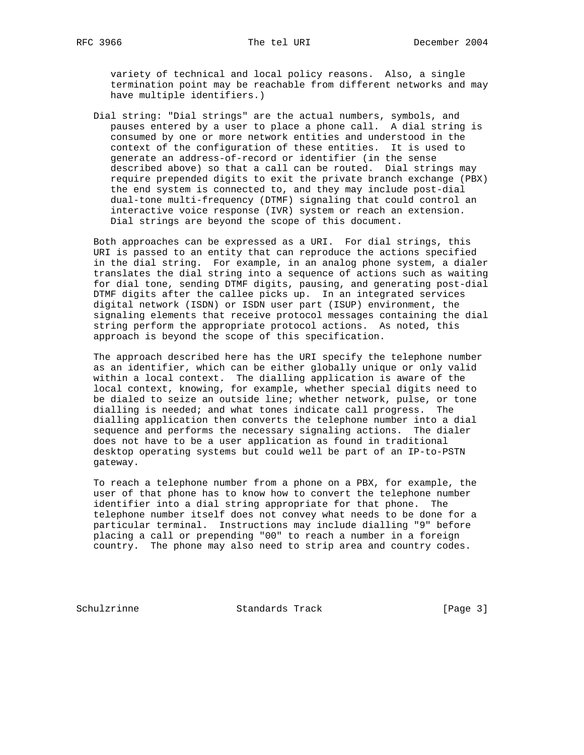variety of technical and local policy reasons. Also, a single termination point may be reachable from different networks and may have multiple identifiers.)

Dial string: "Dial strings" are the actual numbers, symbols, and pauses entered by a user to place a phone call. A dial string is consumed by one or more network entities and understood in the context of the configuration of these entities. It is used to generate an address-of-record or identifier (in the sense described above) so that a call can be routed. Dial strings may require prepended digits to exit the private branch exchange (PBX) the end system is connected to, and they may include post-dial dual-tone multi-frequency (DTMF) signaling that could control an interactive voice response (IVR) system or reach an extension. Dial strings are beyond the scope of this document.

Both approaches can be expressed as a URI. For dial strings, this URI is passed to an entity that can reproduce the actions specified in the dial string. For example, in an analog phone system, a dialer translates the dial string into a sequence of actions such as waiting for dial tone, sending DTMF digits, pausing, and generating post-dial DTMF digits after the callee picks up. In an integrated services digital network (ISDN) or ISDN user part (ISUP) environment, the signaling elements that receive protocol messages containing the dial string perform the appropriate protocol actions. As noted, this approach is beyond the scope of this specification.

The approach described here has the URI specify the telephone number as an identifier, which can be either globally unique or only valid within a local context. The dialling application is aware of the local context, knowing, for example, whether special digits need to be dialed to seize an outside line; whether network, pulse, or tone dialling is needed; and what tones indicate call progress. The dialling application then converts the telephone number into a dial sequence and performs the necessary signaling actions. The dialer does not have to be a user application as found in traditional desktop operating systems but could well be part of an IP-to-PSTN gateway.

To reach a telephone number from a phone on a PBX, for example, the user of that phone has to know how to convert the telephone number identifier into a dial string appropriate for that phone. The telephone number itself does not convey what needs to be done for a particular terminal. Instructions may include dialling "9" before placing a call or prepending "00" to reach a number in a foreign country. The phone may also need to strip area and country codes.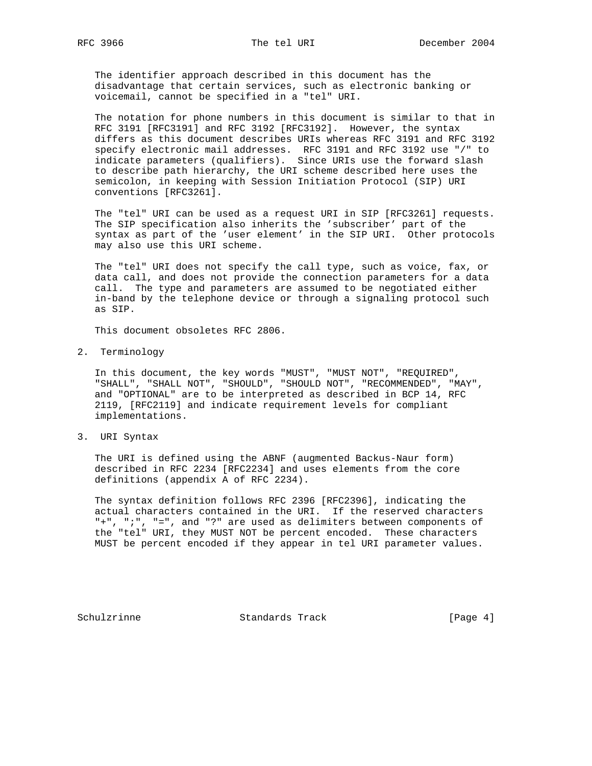The identifier approach described in this document has the disadvantage that certain services, such as electronic banking or voicemail, cannot be specified in a "tel" URI.

The notation for phone numbers in this document is similar to that in RFC 3191 [RFC3191] and RFC 3192 [RFC3192]. However, the syntax differs as this document describes URIs whereas RFC 3191 and RFC 3192 specify electronic mail addresses. RFC 3191 and RFC 3192 use "/" to indicate parameters (qualifiers). Since URIs use the forward slash to describe path hierarchy, the URI scheme described here uses the semicolon, in keeping with Session Initiation Protocol (SIP) URI conventions [RFC3261].

The "tel" URI can be used as a request URI in SIP [RFC3261] requests. The SIP specification also inherits the 'subscriber' part of the syntax as part of the 'user element' in the SIP URI. Other protocols may also use this URI scheme.

The "tel" URI does not specify the call type, such as voice, fax, or data call, and does not provide the connection parameters for a data call. The type and parameters are assumed to be negotiated either in-band by the telephone device or through a signaling protocol such as SIP.

This document obsoletes RFC 2806.

## 2. Terminology

In this document, the key words "MUST", "MUST NOT", "REQUIRED", "SHALL", "SHALL NOT", "SHOULD", "SHOULD NOT", "RECOMMENDED", "MAY", and "OPTIONAL" are to be interpreted as described in BCP 14, RFC 2119, [RFC2119] and indicate requirement levels for compliant implementations.

## 3. URI Syntax

The URI is defined using the ABNF (augmented Backus-Naur form) described in RFC 2234 [RFC2234] and uses elements from the core definitions (appendix A of RFC 2234).

The syntax definition follows RFC 2396 [RFC2396], indicating the actual characters contained in the URI. If the reserved characters "+", ";", "=", and "?" are used as delimiters between components of the "tel" URI, they MUST NOT be percent encoded. These characters MUST be percent encoded if they appear in tel URI parameter values.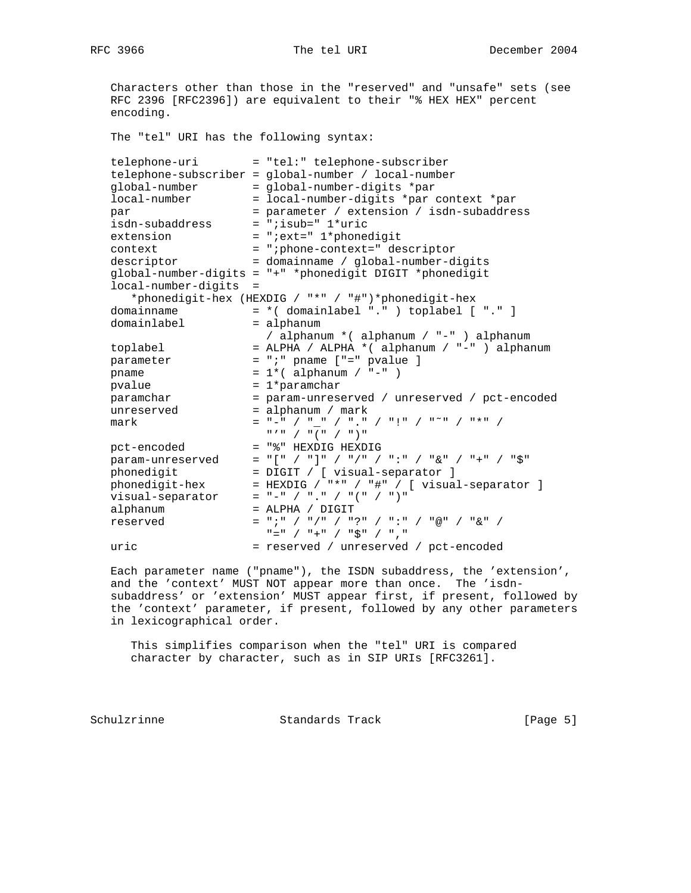Characters other than those in the "reserved" and "unsafe" sets (see RFC 2396 [RFC2396]) are equivalent to their "% HEX HEX" percent encoding.

The "tel" URI has the following syntax:

```
telephone-uri        = "tel:" telephone-subscriber
telephone-subscriber = global-number / local-number
global-number        = global-number-digits *par
local-number         = local-number-digits *par context *par
par                  = parameter / extension / isdn-subaddress
isdn-subaddress      = ";isub=" 1*uric
extension            = ";ext=" 1*phonedigit
context              = ";phone-context=" descriptor
descriptor           = domainname / global-number-digits
global-number-digits = "+" *phonedigit DIGIT *phonedigit
local-number-digits  =
   *phonedigit-hex (HEXDIG / "*" / "#")*phonedigit-hex
domainname           = *( domainlabel "." ) toplabel [ "." ]
domainlabel          = alphanum
                       / alphanum *( alphanum / "-" ) alphanum
toplabel             = ALPHA / ALPHA *( alphanum / "-" ) alphanum
parameter            = ";" pname ["=" pvalue ]
pname                = 1*( alphanum / "-" )
pvalue               = 1*paramchar
paramchar            = param-unreserved / unreserved / pct-encoded
unreserved           = alphanum / mark
mark                 = "-" / "_" / "." / "!" / "~" / "*" /
                       "'" / "(" / ")"
pct-encoded          = "%" HEXDIG HEXDIG
param-unreserved     = "[" / "]" / "/" / ":" / "&" / "+" / "$"
phonedigit           = DIGIT / [ visual-separator ]
phonedigit-hex       = HEXDIG / "*" / "#" / [ visual-separator ]
visual-separator     = "-" / "." / "(" / ")"
alphanum             = ALPHA / DIGIT
reserved             = ";" / "/" / "?" / ":" / "@" / "&" /
                       "=" / "+" / "$" / ","
uric                 = reserved / unreserved / pct-encoded
```

Each parameter name ("pname"), the ISDN subaddress, the 'extension', and the 'context' MUST NOT appear more than once. The 'isdn-subaddress' or 'extension' MUST appear first, if present, followed by the 'context' parameter, if present, followed by any other parameters in lexicographical order.

This simplifies comparison when the "tel" URI is compared character by character, such as in SIP URIs [RFC3261].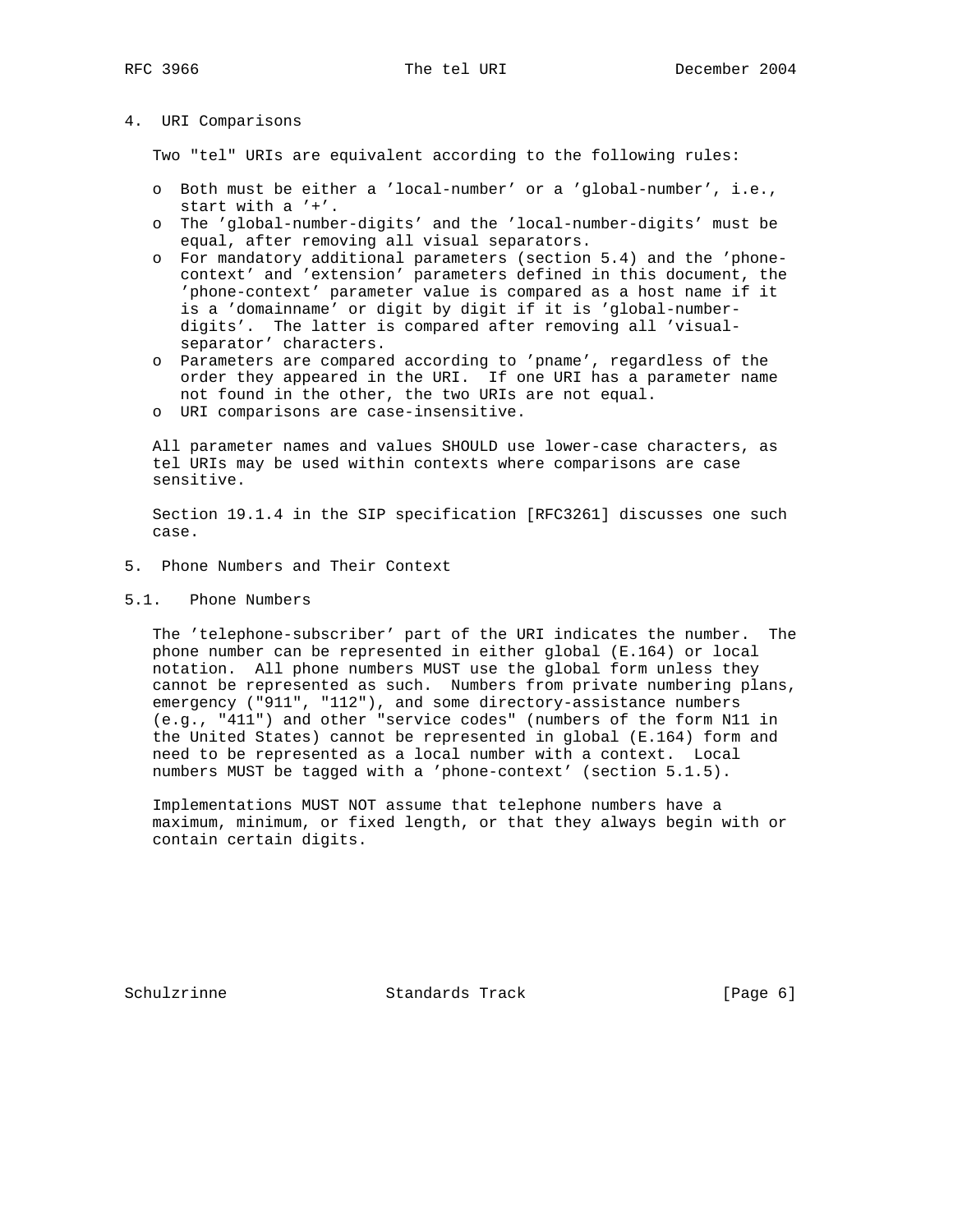## 4. URI Comparisons

Two "tel" URIs are equivalent according to the following rules:

- o Both must be either a 'local-number' or a 'global-number', i.e., start with a '+'.
- o The 'global-number-digits' and the 'local-number-digits' must be equal, after removing all visual separators.
- o For mandatory additional parameters (section 5.4) and the 'phone-context' and 'extension' parameters defined in this document, the 'phone-context' parameter value is compared as a host name if it is a 'domainname' or digit by digit if it is 'global-number-digits'. The latter is compared after removing all 'visual-separator' characters.
- o Parameters are compared according to 'pname', regardless of the order they appeared in the URI. If one URI has a parameter name not found in the other, the two URIs are not equal.
- o URI comparisons are case-insensitive.

All parameter names and values SHOULD use lower-case characters, as tel URIs may be used within contexts where comparisons are case sensitive.

Section 19.1.4 in the SIP specification [RFC3261] discusses one such case.

## 5. Phone Numbers and Their Context

### 5.1. Phone Numbers

The 'telephone-subscriber' part of the URI indicates the number. The phone number can be represented in either global (E.164) or local notation. All phone numbers MUST use the global form unless they cannot be represented as such. Numbers from private numbering plans, emergency ("911", "112"), and some directory-assistance numbers (e.g., "411") and other "service codes" (numbers of the form N11 in the United States) cannot be represented in global (E.164) form and need to be represented as a local number with a context. Local numbers MUST be tagged with a 'phone-context' (section 5.1.5).

Implementations MUST NOT assume that telephone numbers have a maximum, minimum, or fixed length, or that they always begin with or contain certain digits.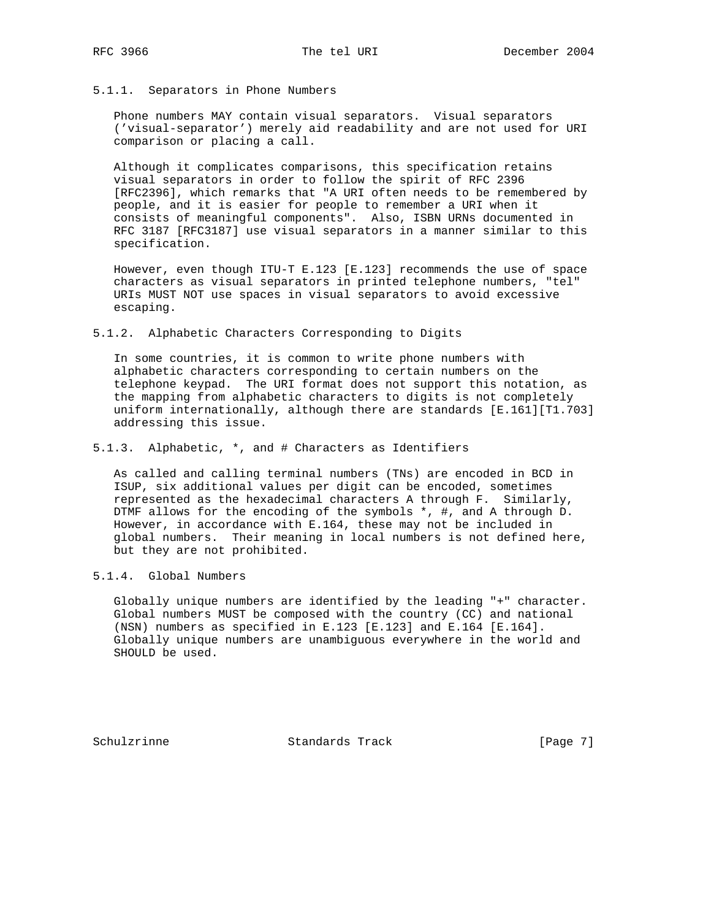#### 5.1.1. Separators in Phone Numbers

Phone numbers MAY contain visual separators. Visual separators ('visual-separator') merely aid readability and are not used for URI comparison or placing a call.

Although it complicates comparisons, this specification retains visual separators in order to follow the spirit of RFC 2396 [RFC2396], which remarks that "A URI often needs to be remembered by people, and it is easier for people to remember a URI when it consists of meaningful components". Also, ISBN URNs documented in RFC 3187 [RFC3187] use visual separators in a manner similar to this specification.

However, even though ITU-T E.123 [E.123] recommends the use of space characters as visual separators in printed telephone numbers, "tel" URIs MUST NOT use spaces in visual separators to avoid excessive escaping.

#### 5.1.2. Alphabetic Characters Corresponding to Digits

In some countries, it is common to write phone numbers with alphabetic characters corresponding to certain numbers on the telephone keypad. The URI format does not support this notation, as the mapping from alphabetic characters to digits is not completely uniform internationally, although there are standards [E.161][T1.703] addressing this issue.

#### 5.1.3. Alphabetic, *, and # Characters as Identifiers

As called and calling terminal numbers (TNs) are encoded in BCD in ISUP, six additional values per digit can be encoded, sometimes represented as the hexadecimal characters A through F. Similarly, DTMF allows for the encoding of the symbols *, #, and A through D. However, in accordance with E.164, these may not be included in global numbers. Their meaning in local numbers is not defined here, but they are not prohibited.

#### 5.1.4. Global Numbers

Globally unique numbers are identified by the leading "+" character. Global numbers MUST be composed with the country (CC) and national (NSN) numbers as specified in E.123 [E.123] and E.164 [E.164]. Globally unique numbers are unambiguous everywhere in the world and SHOULD be used.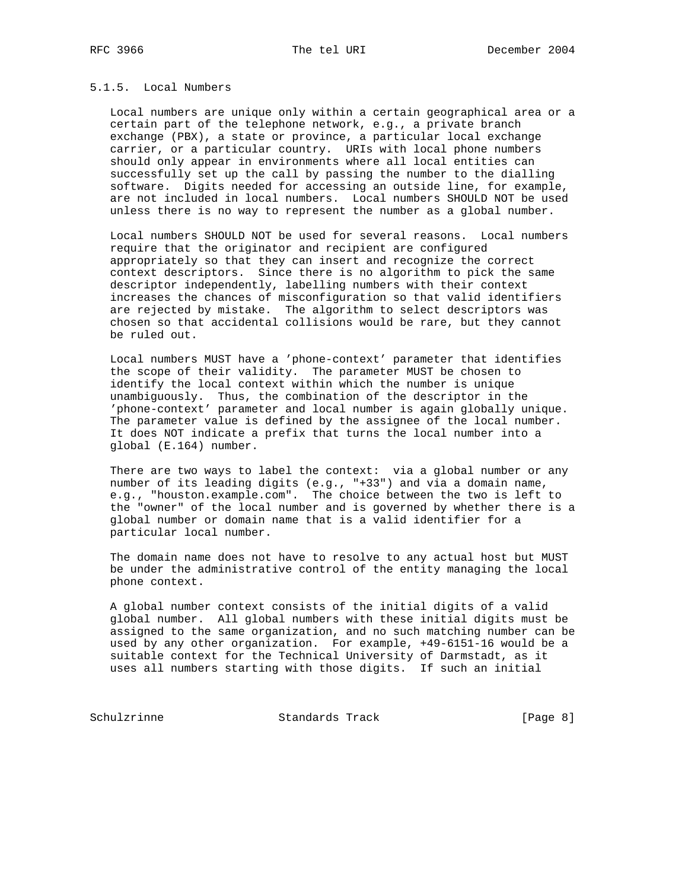### 5.1.5. Local Numbers

Local numbers are unique only within a certain geographical area or a certain part of the telephone network, e.g., a private branch exchange (PBX), a state or province, a particular local exchange carrier, or a particular country. URIs with local phone numbers should only appear in environments where all local entities can successfully set up the call by passing the number to the dialling software. Digits needed for accessing an outside line, for example, are not included in local numbers. Local numbers SHOULD NOT be used unless there is no way to represent the number as a global number.

Local numbers SHOULD NOT be used for several reasons. Local numbers require that the originator and recipient are configured appropriately so that they can insert and recognize the correct context descriptors. Since there is no algorithm to pick the same descriptor independently, labelling numbers with their context increases the chances of misconfiguration so that valid identifiers are rejected by mistake. The algorithm to select descriptors was chosen so that accidental collisions would be rare, but they cannot be ruled out.

Local numbers MUST have a 'phone-context' parameter that identifies the scope of their validity. The parameter MUST be chosen to identify the local context within which the number is unique unambiguously. Thus, the combination of the descriptor in the 'phone-context' parameter and local number is again globally unique. The parameter value is defined by the assignee of the local number. It does NOT indicate a prefix that turns the local number into a global (E.164) number.

There are two ways to label the context: via a global number or any number of its leading digits (e.g., "+33") and via a domain name, e.g., "houston.example.com". The choice between the two is left to the "owner" of the local number and is governed by whether there is a global number or domain name that is a valid identifier for a particular local number.

The domain name does not have to resolve to any actual host but MUST be under the administrative control of the entity managing the local phone context.

A global number context consists of the initial digits of a valid global number. All global numbers with these initial digits must be assigned to the same organization, and no such matching number can be used by any other organization. For example, +49-6151-16 would be a suitable context for the Technical University of Darmstadt, as it uses all numbers starting with those digits. If such an initial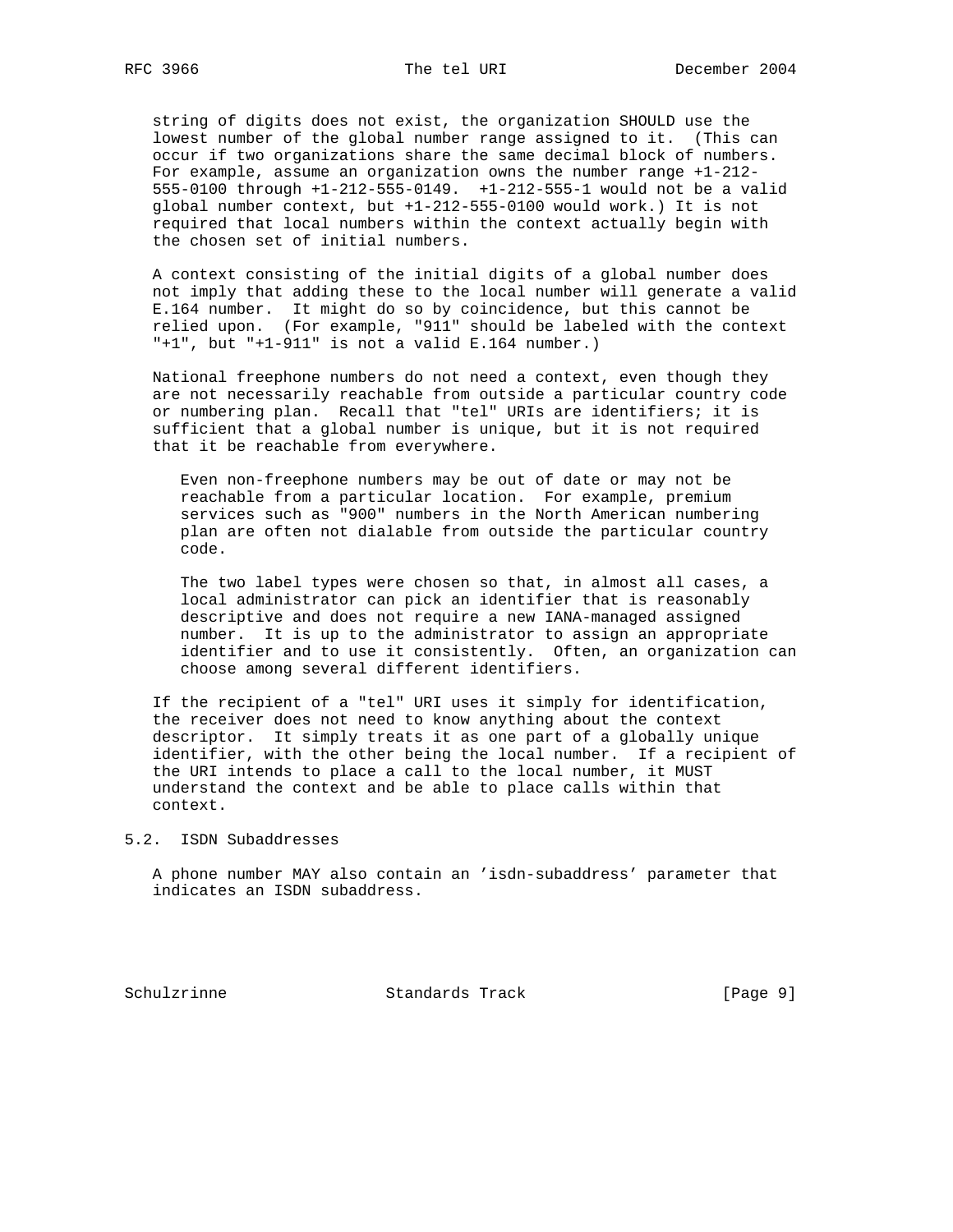string of digits does not exist, the organization SHOULD use the lowest number of the global number range assigned to it. (This can occur if two organizations share the same decimal block of numbers. For example, assume an organization owns the number range +1-212-555-0100 through +1-212-555-0149. +1-212-555-1 would not be a valid global number context, but +1-212-555-0100 would work.) It is not required that local numbers within the context actually begin with the chosen set of initial numbers.

A context consisting of the initial digits of a global number does not imply that adding these to the local number will generate a valid E.164 number. It might do so by coincidence, but this cannot be relied upon. (For example, "911" should be labeled with the context "+1", but "+1-911" is not a valid E.164 number.)

National freephone numbers do not need a context, even though they are not necessarily reachable from outside a particular country code or numbering plan. Recall that "tel" URIs are identifiers; it is sufficient that a global number is unique, but it is not required that it be reachable from everywhere.

> Even non-freephone numbers may be out of date or may not be reachable from a particular location. For example, premium services such as "900" numbers in the North American numbering plan are often not dialable from outside the particular country code.
>
> The two label types were chosen so that, in almost all cases, a local administrator can pick an identifier that is reasonably descriptive and does not require a new IANA-managed assigned number. It is up to the administrator to assign an appropriate identifier and to use it consistently. Often, an organization can choose among several different identifiers.

If the recipient of a "tel" URI uses it simply for identification, the receiver does not need to know anything about the context descriptor. It simply treats it as one part of a globally unique identifier, with the other being the local number. If a recipient of the URI intends to place a call to the local number, it MUST understand the context and be able to place calls within that context.

## 5.2. ISDN Subaddresses

A phone number MAY also contain an 'isdn-subaddress' parameter that indicates an ISDN subaddress.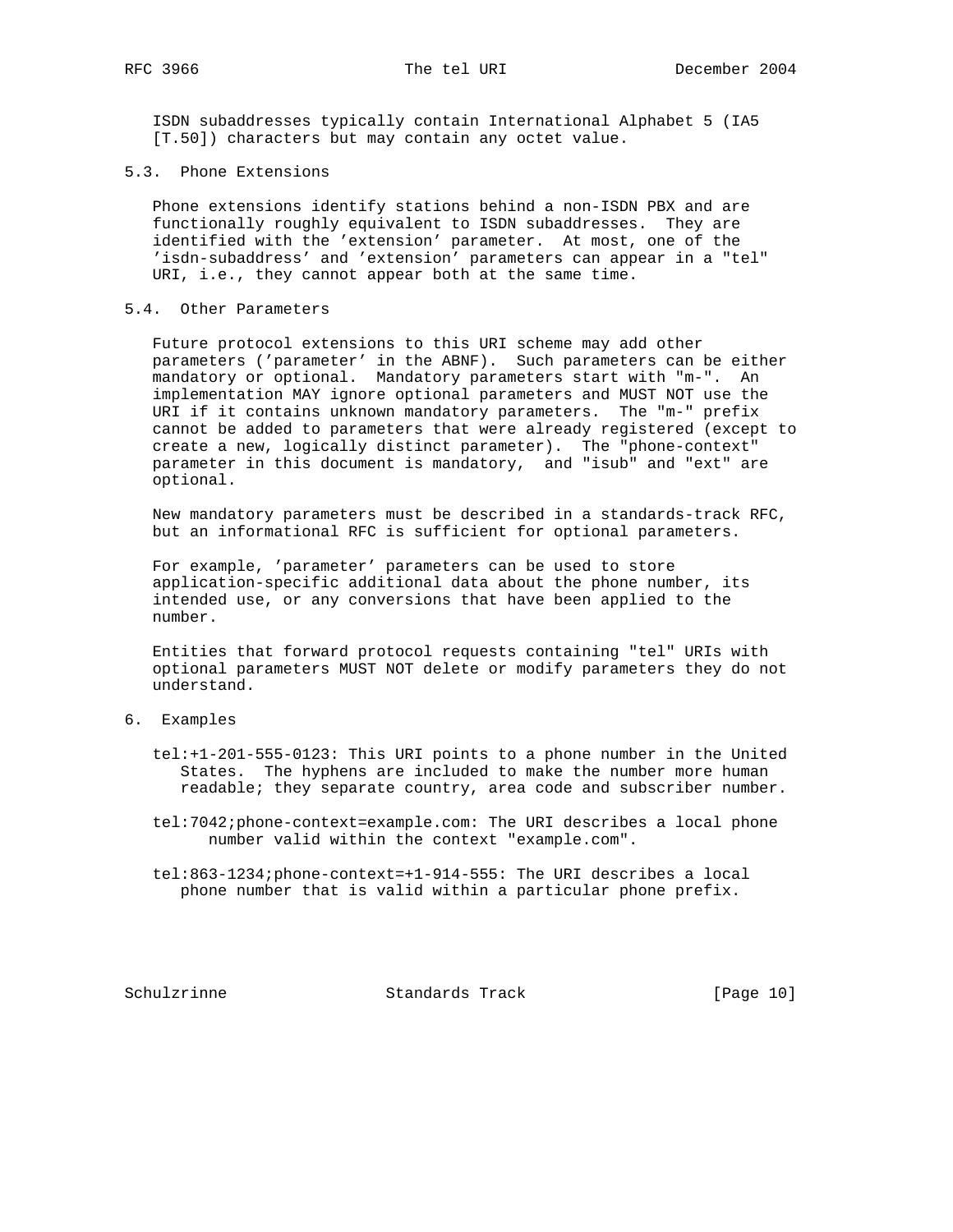ISDN subaddresses typically contain International Alphabet 5 (IA5 [T.50]) characters but may contain any octet value.

## 5.3. Phone Extensions

Phone extensions identify stations behind a non-ISDN PBX and are functionally roughly equivalent to ISDN subaddresses. They are identified with the 'extension' parameter. At most, one of the 'isdn-subaddress' and 'extension' parameters can appear in a "tel" URI, i.e., they cannot appear both at the same time.

## 5.4. Other Parameters

Future protocol extensions to this URI scheme may add other parameters ('parameter' in the ABNF). Such parameters can be either mandatory or optional. Mandatory parameters start with "m-". An implementation MAY ignore optional parameters and MUST NOT use the URI if it contains unknown mandatory parameters. The "m-" prefix cannot be added to parameters that were already registered (except to create a new, logically distinct parameter). The "phone-context" parameter in this document is mandatory, and "isub" and "ext" are optional.

New mandatory parameters must be described in a standards-track RFC, but an informational RFC is sufficient for optional parameters.

For example, 'parameter' parameters can be used to store application-specific additional data about the phone number, its intended use, or any conversions that have been applied to the number.

Entities that forward protocol requests containing "tel" URIs with optional parameters MUST NOT delete or modify parameters they do not understand.

# 6. Examples

tel:+1-201-555-0123: This URI points to a phone number in the United States. The hyphens are included to make the number more human readable; they separate country, area code and subscriber number.

tel:7042;phone-context=example.com: The URI describes a local phone number valid within the context "example.com".

tel:863-1234;phone-context=+1-914-555: The URI describes a local phone number that is valid within a particular phone prefix.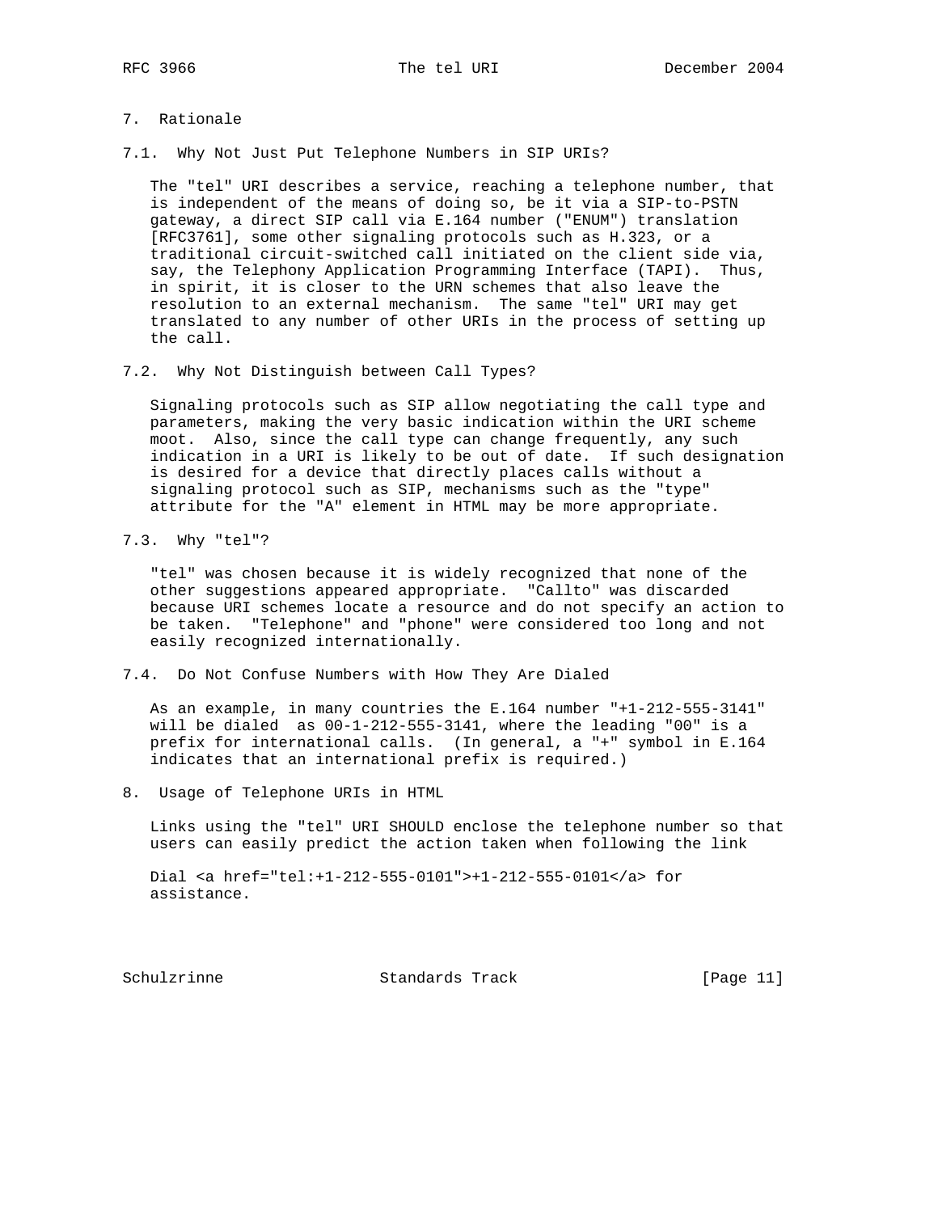## 7. Rationale

### 7.1. Why Not Just Put Telephone Numbers in SIP URIs?

The "tel" URI describes a service, reaching a telephone number, that is independent of the means of doing so, be it via a SIP-to-PSTN gateway, a direct SIP call via E.164 number ("ENUM") translation [RFC3761], some other signaling protocols such as H.323, or a traditional circuit-switched call initiated on the client side via, say, the Telephony Application Programming Interface (TAPI). Thus, in spirit, it is closer to the URN schemes that also leave the resolution to an external mechanism. The same "tel" URI may get translated to any number of other URIs in the process of setting up the call.

### 7.2. Why Not Distinguish between Call Types?

Signaling protocols such as SIP allow negotiating the call type and parameters, making the very basic indication within the URI scheme moot. Also, since the call type can change frequently, any such indication in a URI is likely to be out of date. If such designation is desired for a device that directly places calls without a signaling protocol such as SIP, mechanisms such as the "type" attribute for the "A" element in HTML may be more appropriate.

### 7.3. Why "tel"?

"tel" was chosen because it is widely recognized that none of the other suggestions appeared appropriate. "Callto" was discarded because URI schemes locate a resource and do not specify an action to be taken. "Telephone" and "phone" were considered too long and not easily recognized internationally.

### 7.4. Do Not Confuse Numbers with How They Are Dialed

As an example, in many countries the E.164 number "+1-212-555-3141" will be dialed as 00-1-212-555-3141, where the leading "00" is a prefix for international calls. (In general, a "+" symbol in E.164 indicates that an international prefix is required.)

## 8. Usage of Telephone URIs in HTML

Links using the "tel" URI SHOULD enclose the telephone number so that users can easily predict the action taken when following the link

```
Dial <a href="tel:+1-212-555-0101">+1-212-555-0101</a> for
assistance.
```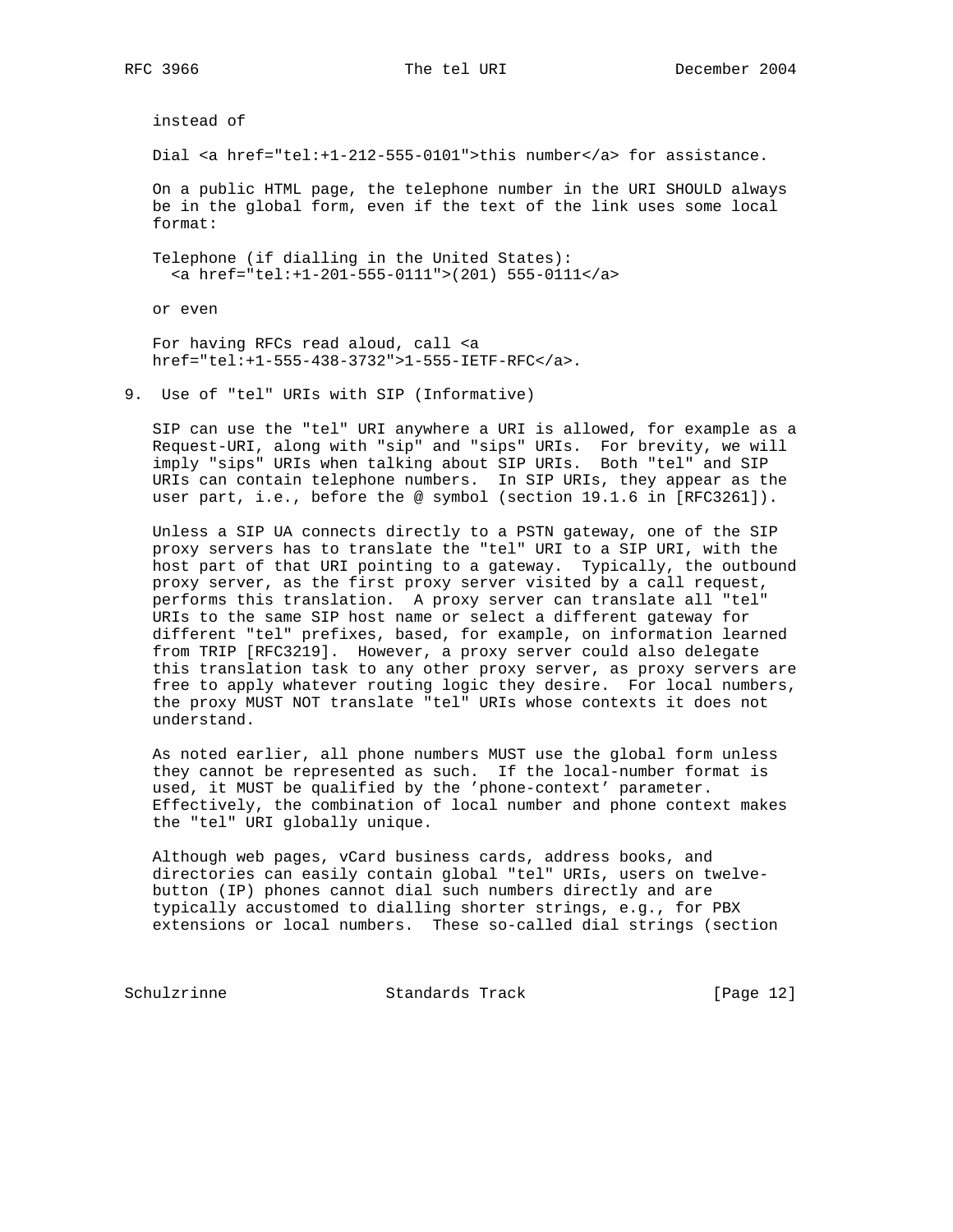instead of

```
Dial <a href="tel:+1-212-555-0101">this number</a> for assistance.
```

On a public HTML page, the telephone number in the URI SHOULD always be in the global form, even if the text of the link uses some local format:

```
Telephone (if dialling in the United States):
  <a href="tel:+1-201-555-0111">(201) 555-0111</a>
```

or even

```
For having RFCs read aloud, call <a
href="tel:+1-555-438-3732">1-555-IETF-RFC</a>.
```

## 9. Use of "tel" URIs with SIP (Informative)

SIP can use the "tel" URI anywhere a URI is allowed, for example as a Request-URI, along with "sip" and "sips" URIs. For brevity, we will imply "sips" URIs when talking about SIP URIs. Both "tel" and SIP URIs can contain telephone numbers. In SIP URIs, they appear as the user part, i.e., before the @ symbol (section 19.1.6 in [RFC3261]).

Unless a SIP UA connects directly to a PSTN gateway, one of the SIP proxy servers has to translate the "tel" URI to a SIP URI, with the host part of that URI pointing to a gateway. Typically, the outbound proxy server, as the first proxy server visited by a call request, performs this translation. A proxy server can translate all "tel" URIs to the same SIP host name or select a different gateway for different "tel" prefixes, based, for example, on information learned from TRIP [RFC3219]. However, a proxy server could also delegate this translation task to any other proxy server, as proxy servers are free to apply whatever routing logic they desire. For local numbers, the proxy MUST NOT translate "tel" URIs whose contexts it does not understand.

As noted earlier, all phone numbers MUST use the global form unless they cannot be represented as such. If the local-number format is used, it MUST be qualified by the 'phone-context' parameter. Effectively, the combination of local number and phone context makes the "tel" URI globally unique.

Although web pages, vCard business cards, address books, and directories can easily contain global "tel" URIs, users on twelve-button (IP) phones cannot dial such numbers directly and are typically accustomed to dialling shorter strings, e.g., for PBX extensions or local numbers. These so-called dial strings (section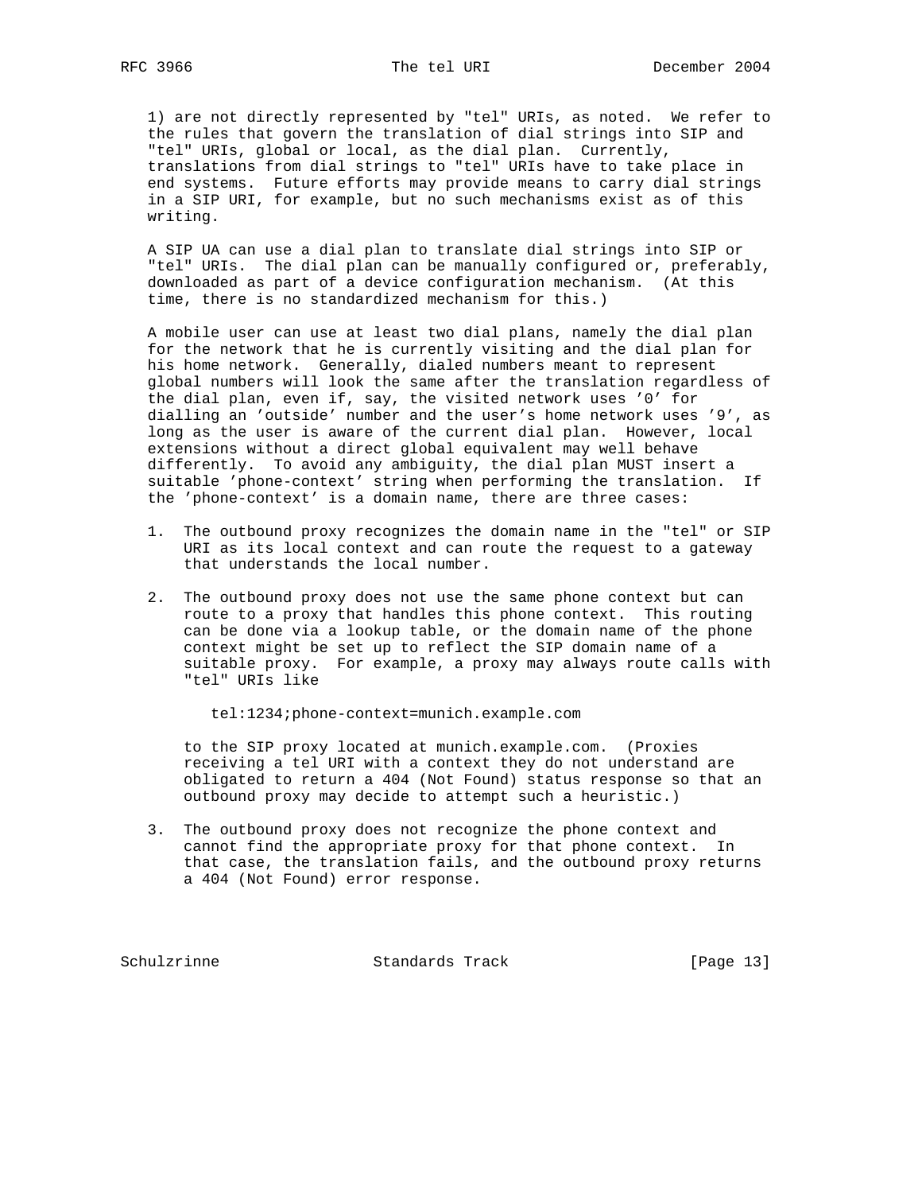1) are not directly represented by "tel" URIs, as noted. We refer to the rules that govern the translation of dial strings into SIP and "tel" URIs, global or local, as the dial plan. Currently, translations from dial strings to "tel" URIs have to take place in end systems. Future efforts may provide means to carry dial strings in a SIP URI, for example, but no such mechanisms exist as of this writing.

A SIP UA can use a dial plan to translate dial strings into SIP or "tel" URIs. The dial plan can be manually configured or, preferably, downloaded as part of a device configuration mechanism. (At this time, there is no standardized mechanism for this.)

A mobile user can use at least two dial plans, namely the dial plan for the network that he is currently visiting and the dial plan for his home network. Generally, dialed numbers meant to represent global numbers will look the same after the translation regardless of the dial plan, even if, say, the visited network uses '0' for dialling an 'outside' number and the user's home network uses '9', as long as the user is aware of the current dial plan. However, local extensions without a direct global equivalent may well behave differently. To avoid any ambiguity, the dial plan MUST insert a suitable 'phone-context' string when performing the translation. If the 'phone-context' is a domain name, there are three cases:

1. The outbound proxy recognizes the domain name in the "tel" or SIP URI as its local context and can route the request to a gateway that understands the local number.

2. The outbound proxy does not use the same phone context but can route to a proxy that handles this phone context. This routing can be done via a lookup table, or the domain name of the phone context might be set up to reflect the SIP domain name of a suitable proxy. For example, a proxy may always route calls with "tel" URIs like

   ```
   tel:1234;phone-context=munich.example.com
   ```

   to the SIP proxy located at munich.example.com. (Proxies receiving a tel URI with a context they do not understand are obligated to return a 404 (Not Found) status response so that an outbound proxy may decide to attempt such a heuristic.)

3. The outbound proxy does not recognize the phone context and cannot find the appropriate proxy for that phone context. In that case, the translation fails, and the outbound proxy returns a 404 (Not Found) error response.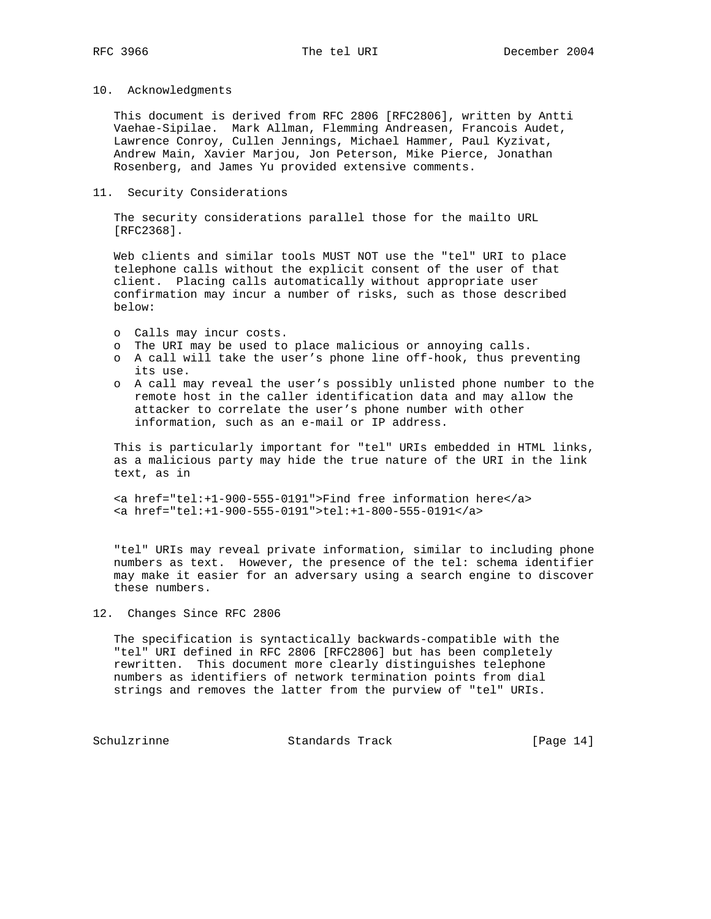## 10. Acknowledgments

This document is derived from RFC 2806 [RFC2806], written by Antti Vaehae-Sipilae. Mark Allman, Flemming Andreasen, Francois Audet, Lawrence Conroy, Cullen Jennings, Michael Hammer, Paul Kyzivat, Andrew Main, Xavier Marjou, Jon Peterson, Mike Pierce, Jonathan Rosenberg, and James Yu provided extensive comments.

## 11. Security Considerations

The security considerations parallel those for the mailto URL [RFC2368].

Web clients and similar tools MUST NOT use the "tel" URI to place telephone calls without the explicit consent of the user of that client. Placing calls automatically without appropriate user confirmation may incur a number of risks, such as those described below:

- Calls may incur costs.
- The URI may be used to place malicious or annoying calls.
- A call will take the user's phone line off-hook, thus preventing its use.
- A call may reveal the user's possibly unlisted phone number to the remote host in the caller identification data and may allow the attacker to correlate the user's phone number with other information, such as an e-mail or IP address.

This is particularly important for "tel" URIs embedded in HTML links, as a malicious party may hide the true nature of the URI in the link text, as in

```
<a href="tel:+1-900-555-0191">Find free information here</a>
<a href="tel:+1-900-555-0191">tel:+1-800-555-0191</a>
```

"tel" URIs may reveal private information, similar to including phone numbers as text. However, the presence of the tel: schema identifier may make it easier for an adversary using a search engine to discover these numbers.

## 12. Changes Since RFC 2806

The specification is syntactically backwards-compatible with the "tel" URI defined in RFC 2806 [RFC2806] but has been completely rewritten. This document more clearly distinguishes telephone numbers as identifiers of network termination points from dial strings and removes the latter from the purview of "tel" URIs.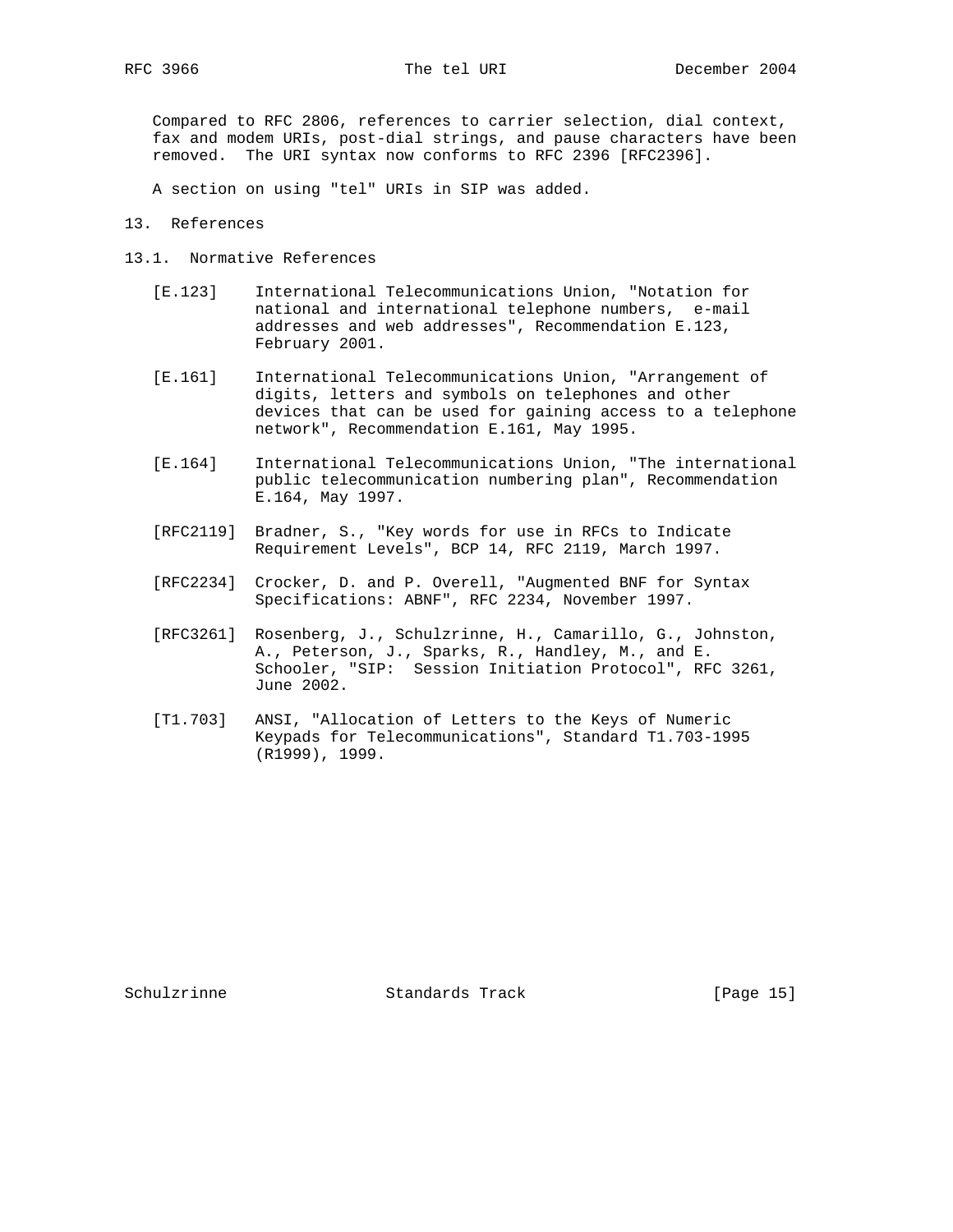Compared to RFC 2806, references to carrier selection, dial context, fax and modem URIs, post-dial strings, and pause characters have been removed. The URI syntax now conforms to RFC 2396 [RFC2396].

A section on using "tel" URIs in SIP was added.

## 13. References

### 13.1. Normative References

[E.123] International Telecommunications Union, "Notation for national and international telephone numbers, e-mail addresses and web addresses", Recommendation E.123, February 2001.

[E.161] International Telecommunications Union, "Arrangement of digits, letters and symbols on telephones and other devices that can be used for gaining access to a telephone network", Recommendation E.161, May 1995.

[E.164] International Telecommunications Union, "The international public telecommunication numbering plan", Recommendation E.164, May 1997.

[RFC2119] Bradner, S., "Key words for use in RFCs to Indicate Requirement Levels", BCP 14, RFC 2119, March 1997.

[RFC2234] Crocker, D. and P. Overell, "Augmented BNF for Syntax Specifications: ABNF", RFC 2234, November 1997.

[RFC3261] Rosenberg, J., Schulzrinne, H., Camarillo, G., Johnston, A., Peterson, J., Sparks, R., Handley, M., and E. Schooler, "SIP: Session Initiation Protocol", RFC 3261, June 2002.

[T1.703] ANSI, "Allocation of Letters to the Keys of Numeric Keypads for Telecommunications", Standard T1.703-1995 (R1999), 1999.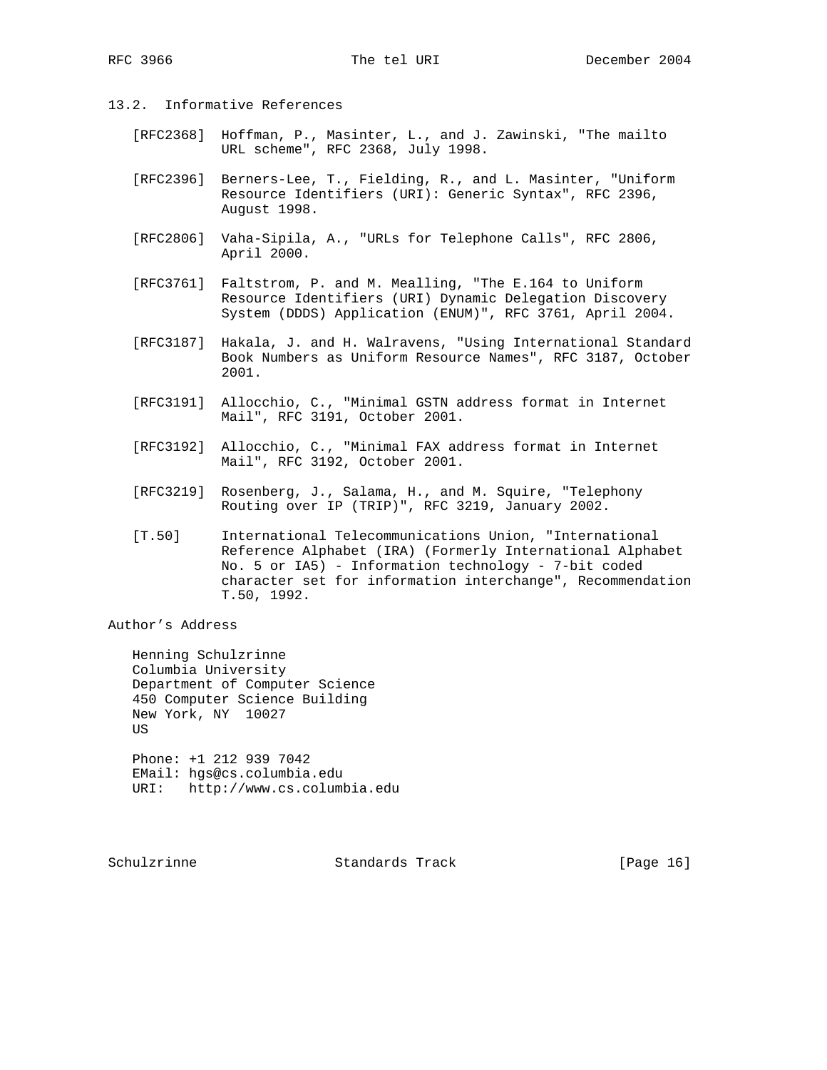### 13.2. Informative References

[RFC2368] Hoffman, P., Masinter, L., and J. Zawinski, "The mailto URL scheme", RFC 2368, July 1998.

[RFC2396] Berners-Lee, T., Fielding, R., and L. Masinter, "Uniform Resource Identifiers (URI): Generic Syntax", RFC 2396, August 1998.

[RFC2806] Vaha-Sipila, A., "URLs for Telephone Calls", RFC 2806, April 2000.

[RFC3761] Faltstrom, P. and M. Mealling, "The E.164 to Uniform Resource Identifiers (URI) Dynamic Delegation Discovery System (DDDS) Application (ENUM)", RFC 3761, April 2004.

[RFC3187] Hakala, J. and H. Walravens, "Using International Standard Book Numbers as Uniform Resource Names", RFC 3187, October 2001.

[RFC3191] Allocchio, C., "Minimal GSTN address format in Internet Mail", RFC 3191, October 2001.

[RFC3192] Allocchio, C., "Minimal FAX address format in Internet Mail", RFC 3192, October 2001.

[RFC3219] Rosenberg, J., Salama, H., and M. Squire, "Telephony Routing over IP (TRIP)", RFC 3219, January 2002.

[T.50] International Telecommunications Union, "International Reference Alphabet (IRA) (Formerly International Alphabet No. 5 or IA5) - Information technology - 7-bit coded character set for information interchange", Recommendation T.50, 1992.

## Author's Address

Henning Schulzrinne
Columbia University
Department of Computer Science
450 Computer Science Building
New York, NY 10027
US

Phone: +1 212 939 7042
EMail: hgs@cs.columbia.edu
URI: http://www.cs.columbia.edu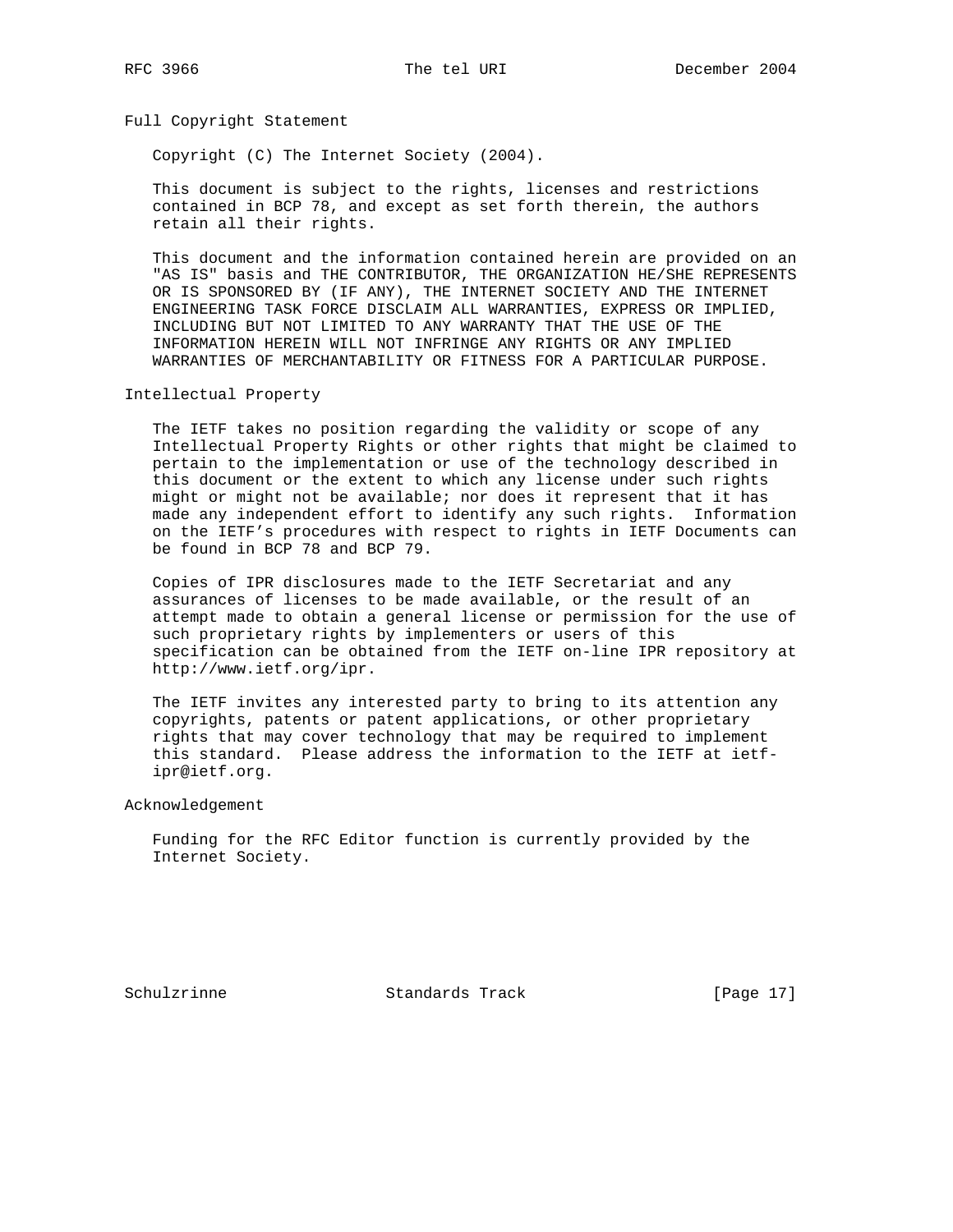## Full Copyright Statement

Copyright (C) The Internet Society (2004).

This document is subject to the rights, licenses and restrictions contained in BCP 78, and except as set forth therein, the authors retain all their rights.

This document and the information contained herein are provided on an "AS IS" basis and THE CONTRIBUTOR, THE ORGANIZATION HE/SHE REPRESENTS OR IS SPONSORED BY (IF ANY), THE INTERNET SOCIETY AND THE INTERNET ENGINEERING TASK FORCE DISCLAIM ALL WARRANTIES, EXPRESS OR IMPLIED, INCLUDING BUT NOT LIMITED TO ANY WARRANTY THAT THE USE OF THE INFORMATION HEREIN WILL NOT INFRINGE ANY RIGHTS OR ANY IMPLIED WARRANTIES OF MERCHANTABILITY OR FITNESS FOR A PARTICULAR PURPOSE.

## Intellectual Property

The IETF takes no position regarding the validity or scope of any Intellectual Property Rights or other rights that might be claimed to pertain to the implementation or use of the technology described in this document or the extent to which any license under such rights might or might not be available; nor does it represent that it has made any independent effort to identify any such rights. Information on the IETF's procedures with respect to rights in IETF Documents can be found in BCP 78 and BCP 79.

Copies of IPR disclosures made to the IETF Secretariat and any assurances of licenses to be made available, or the result of an attempt made to obtain a general license or permission for the use of such proprietary rights by implementers or users of this specification can be obtained from the IETF on-line IPR repository at http://www.ietf.org/ipr.

The IETF invites any interested party to bring to its attention any copyrights, patents or patent applications, or other proprietary rights that may cover technology that may be required to implement this standard. Please address the information to the IETF at ietf-ipr@ietf.org.

## Acknowledgement

Funding for the RFC Editor function is currently provided by the Internet Society.